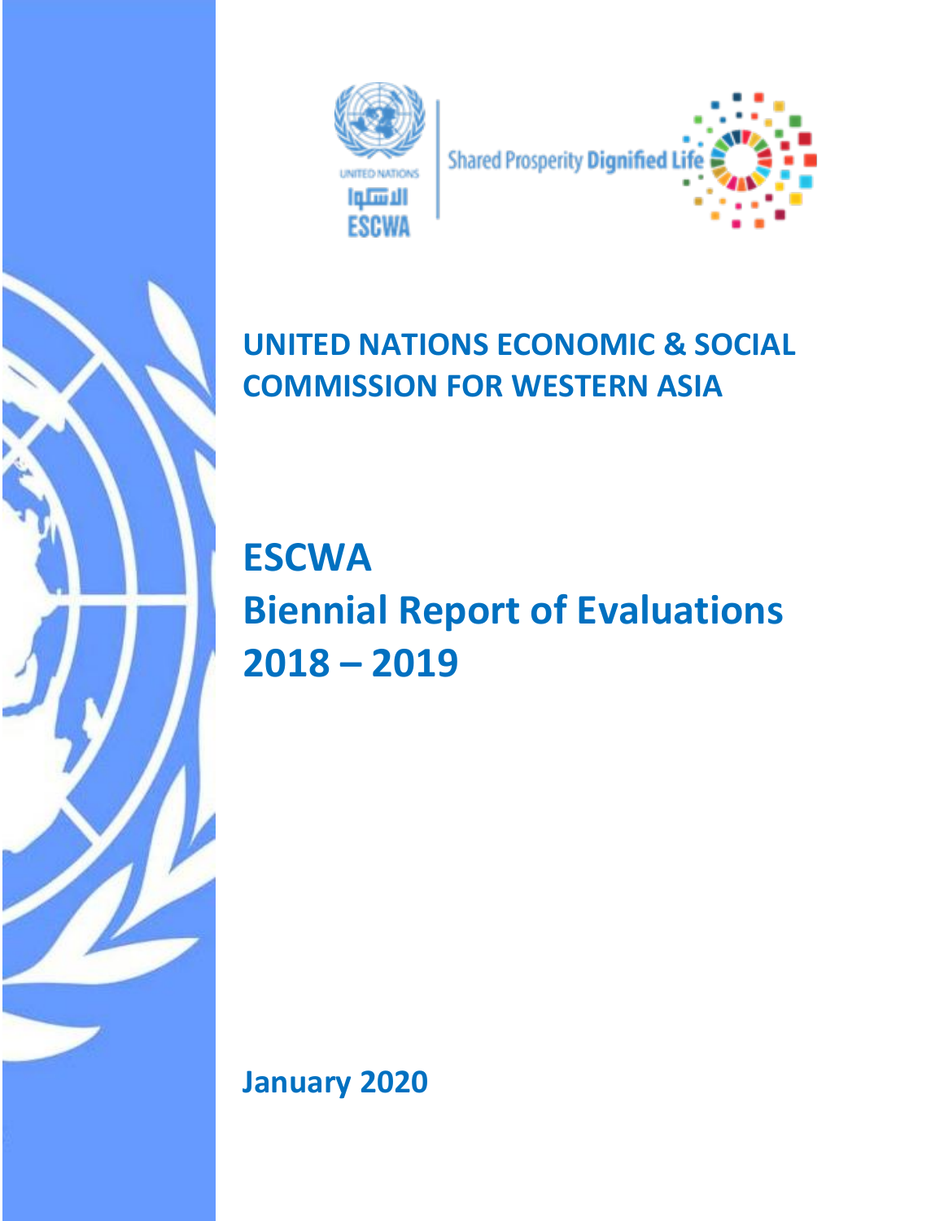UNITED NATIONS

الاسكوا

ESCWA

Shared Prosperity Dignified Life

## UNITED NATIONS ECONOMIC & SOCIAL COMMISSION FOR WESTERN ASIA

# ESCWA
# Biennial Report of Evaluations
# 2018 – 2019

**January 2020**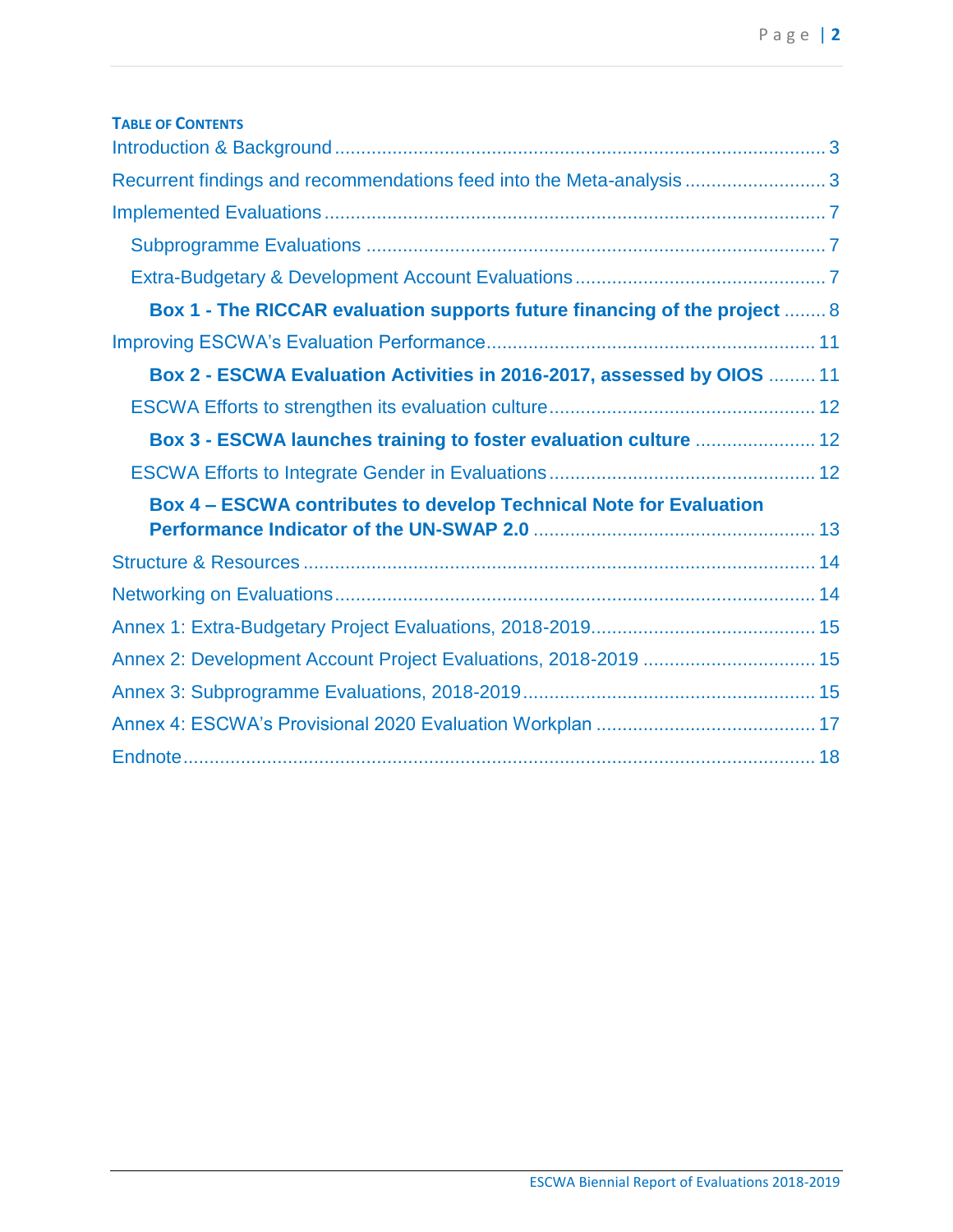**TABLE OF CONTENTS**

Introduction & Background ..... 3

Recurrent findings and recommendations feed into the Meta-analysis ..... 3

Implemented Evaluations ..... 7

- Subprogramme Evaluations ..... 7
- Extra-Budgetary & Development Account Evaluations ..... 7
  - **Box 1 - The RICCAR evaluation supports future financing of the project** ..... 8

Improving ESCWA's Evaluation Performance ..... 11

- **Box 2 - ESCWA Evaluation Activities in 2016-2017, assessed by OIOS** ..... 11
- ESCWA Efforts to strengthen its evaluation culture ..... 12
  - **Box 3 - ESCWA launches training to foster evaluation culture** ..... 12
- ESCWA Efforts to Integrate Gender in Evaluations ..... 12
  - **Box 4 – ESCWA contributes to develop Technical Note for Evaluation Performance Indicator of the UN-SWAP 2.0** ..... 13

Structure & Resources ..... 14

Networking on Evaluations ..... 14

Annex 1: Extra-Budgetary Project Evaluations, 2018-2019 ..... 15

Annex 2: Development Account Project Evaluations, 2018-2019 ..... 15

Annex 3: Subprogramme Evaluations, 2018-2019 ..... 15

Annex 4: ESCWA's Provisional 2020 Evaluation Workplan ..... 17

Endnote ..... 18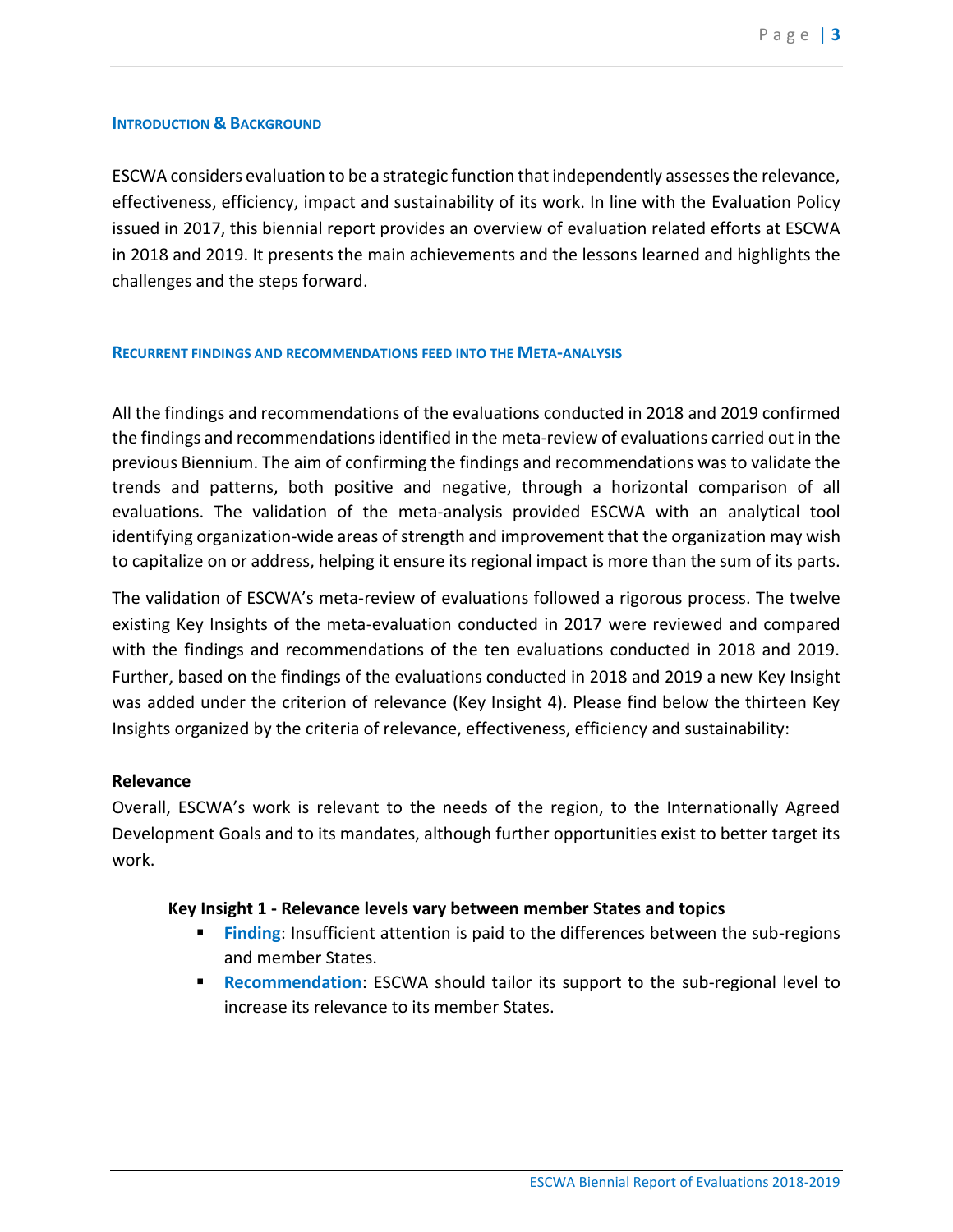## Introduction & Background

ESCWA considers evaluation to be a strategic function that independently assesses the relevance, effectiveness, efficiency, impact and sustainability of its work. In line with the Evaluation Policy issued in 2017, this biennial report provides an overview of evaluation related efforts at ESCWA in 2018 and 2019. It presents the main achievements and the lessons learned and highlights the challenges and the steps forward.

## Recurrent findings and recommendations feed into the Meta-analysis

All the findings and recommendations of the evaluations conducted in 2018 and 2019 confirmed the findings and recommendations identified in the meta-review of evaluations carried out in the previous Biennium. The aim of confirming the findings and recommendations was to validate the trends and patterns, both positive and negative, through a horizontal comparison of all evaluations. The validation of the meta-analysis provided ESCWA with an analytical tool identifying organization-wide areas of strength and improvement that the organization may wish to capitalize on or address, helping it ensure its regional impact is more than the sum of its parts.

The validation of ESCWA's meta-review of evaluations followed a rigorous process. The twelve existing Key Insights of the meta-evaluation conducted in 2017 were reviewed and compared with the findings and recommendations of the ten evaluations conducted in 2018 and 2019. Further, based on the findings of the evaluations conducted in 2018 and 2019 a new Key Insight was added under the criterion of relevance (Key Insight 4). Please find below the thirteen Key Insights organized by the criteria of relevance, effectiveness, efficiency and sustainability:

**Relevance**

Overall, ESCWA's work is relevant to the needs of the region, to the Internationally Agreed Development Goals and to its mandates, although further opportunities exist to better target its work.

**Key Insight 1 - Relevance levels vary between member States and topics**

- **Finding**: Insufficient attention is paid to the differences between the sub-regions and member States.
- **Recommendation**: ESCWA should tailor its support to the sub-regional level to increase its relevance to its member States.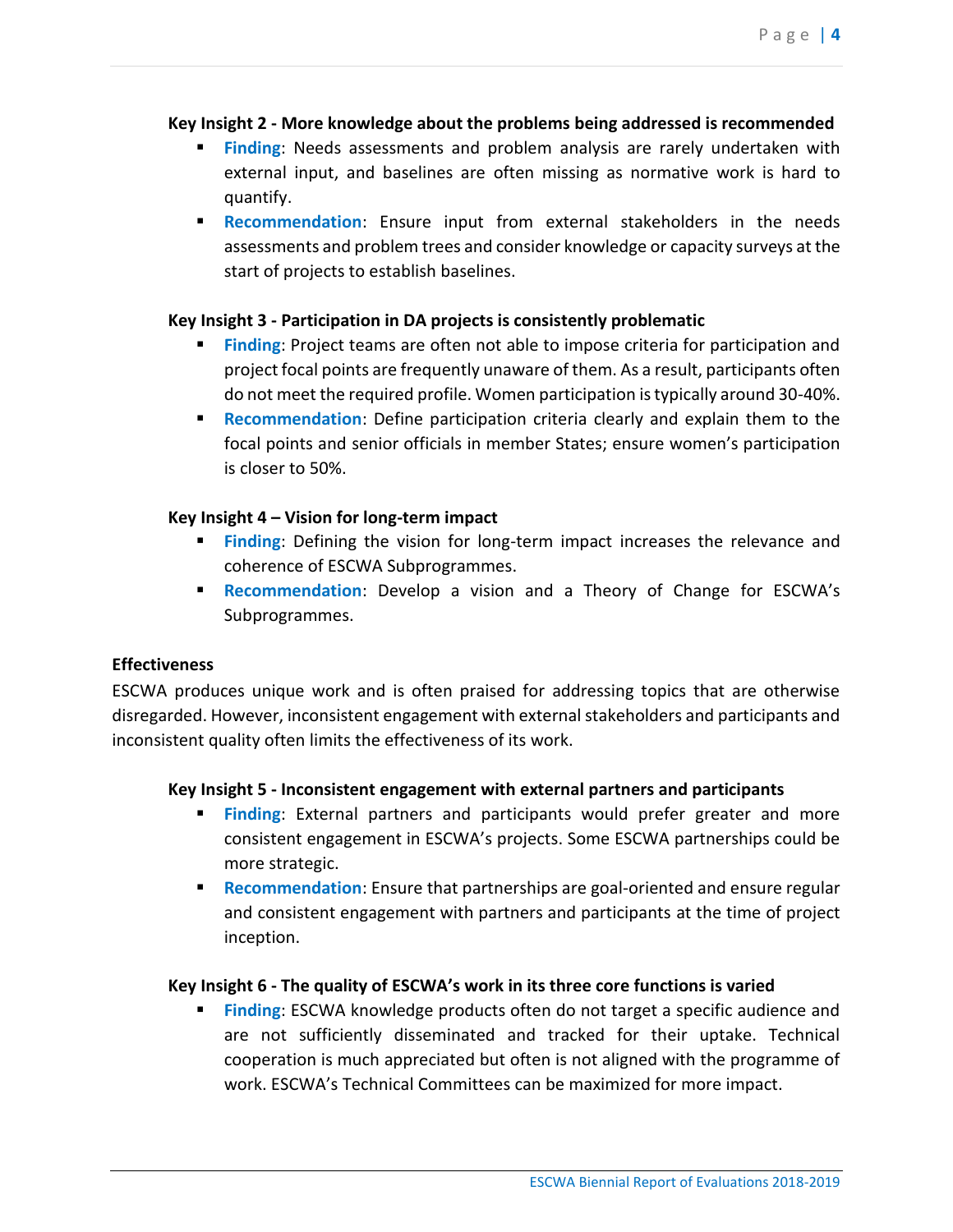**Key Insight 2 - More knowledge about the problems being addressed is recommended**

- **Finding**: Needs assessments and problem analysis are rarely undertaken with external input, and baselines are often missing as normative work is hard to quantify.
- **Recommendation**: Ensure input from external stakeholders in the needs assessments and problem trees and consider knowledge or capacity surveys at the start of projects to establish baselines.

**Key Insight 3 - Participation in DA projects is consistently problematic**

- **Finding**: Project teams are often not able to impose criteria for participation and project focal points are frequently unaware of them. As a result, participants often do not meet the required profile. Women participation is typically around 30-40%.
- **Recommendation**: Define participation criteria clearly and explain them to the focal points and senior officials in member States; ensure women's participation is closer to 50%.

**Key Insight 4 – Vision for long-term impact**

- **Finding**: Defining the vision for long-term impact increases the relevance and coherence of ESCWA Subprogrammes.
- **Recommendation**: Develop a vision and a Theory of Change for ESCWA's Subprogrammes.

**Effectiveness**

ESCWA produces unique work and is often praised for addressing topics that are otherwise disregarded. However, inconsistent engagement with external stakeholders and participants and inconsistent quality often limits the effectiveness of its work.

**Key Insight 5 - Inconsistent engagement with external partners and participants**

- **Finding**: External partners and participants would prefer greater and more consistent engagement in ESCWA's projects. Some ESCWA partnerships could be more strategic.
- **Recommendation**: Ensure that partnerships are goal-oriented and ensure regular and consistent engagement with partners and participants at the time of project inception.

**Key Insight 6 - The quality of ESCWA's work in its three core functions is varied**

- **Finding**: ESCWA knowledge products often do not target a specific audience and are not sufficiently disseminated and tracked for their uptake. Technical cooperation is much appreciated but often is not aligned with the programme of work. ESCWA's Technical Committees can be maximized for more impact.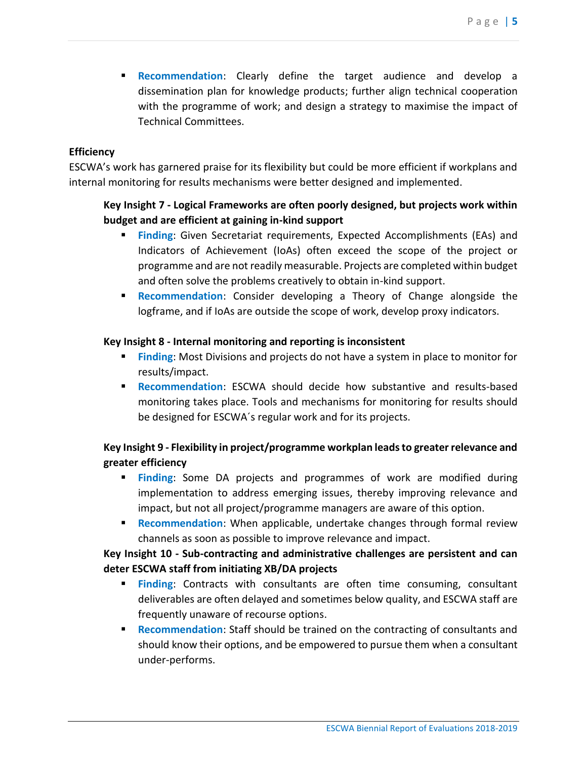- **Recommendation**: Clearly define the target audience and develop a dissemination plan for knowledge products; further align technical cooperation with the programme of work; and design a strategy to maximise the impact of Technical Committees.

**Efficiency**

ESCWA's work has garnered praise for its flexibility but could be more efficient if workplans and internal monitoring for results mechanisms were better designed and implemented.

**Key Insight 7 - Logical Frameworks are often poorly designed, but projects work within budget and are efficient at gaining in-kind support**

- **Finding**: Given Secretariat requirements, Expected Accomplishments (EAs) and Indicators of Achievement (IoAs) often exceed the scope of the project or programme and are not readily measurable. Projects are completed within budget and often solve the problems creatively to obtain in-kind support.
- **Recommendation**: Consider developing a Theory of Change alongside the logframe, and if IoAs are outside the scope of work, develop proxy indicators.

**Key Insight 8 - Internal monitoring and reporting is inconsistent**

- **Finding**: Most Divisions and projects do not have a system in place to monitor for results/impact.
- **Recommendation**: ESCWA should decide how substantive and results-based monitoring takes place. Tools and mechanisms for monitoring for results should be designed for ESCWA´s regular work and for its projects.

**Key Insight 9 - Flexibility in project/programme workplan leads to greater relevance and greater efficiency**

- **Finding**: Some DA projects and programmes of work are modified during implementation to address emerging issues, thereby improving relevance and impact, but not all project/programme managers are aware of this option.
- **Recommendation**: When applicable, undertake changes through formal review channels as soon as possible to improve relevance and impact.

**Key Insight 10 - Sub-contracting and administrative challenges are persistent and can deter ESCWA staff from initiating XB/DA projects**

- **Finding**: Contracts with consultants are often time consuming, consultant deliverables are often delayed and sometimes below quality, and ESCWA staff are frequently unaware of recourse options.
- **Recommendation**: Staff should be trained on the contracting of consultants and should know their options, and be empowered to pursue them when a consultant under-performs.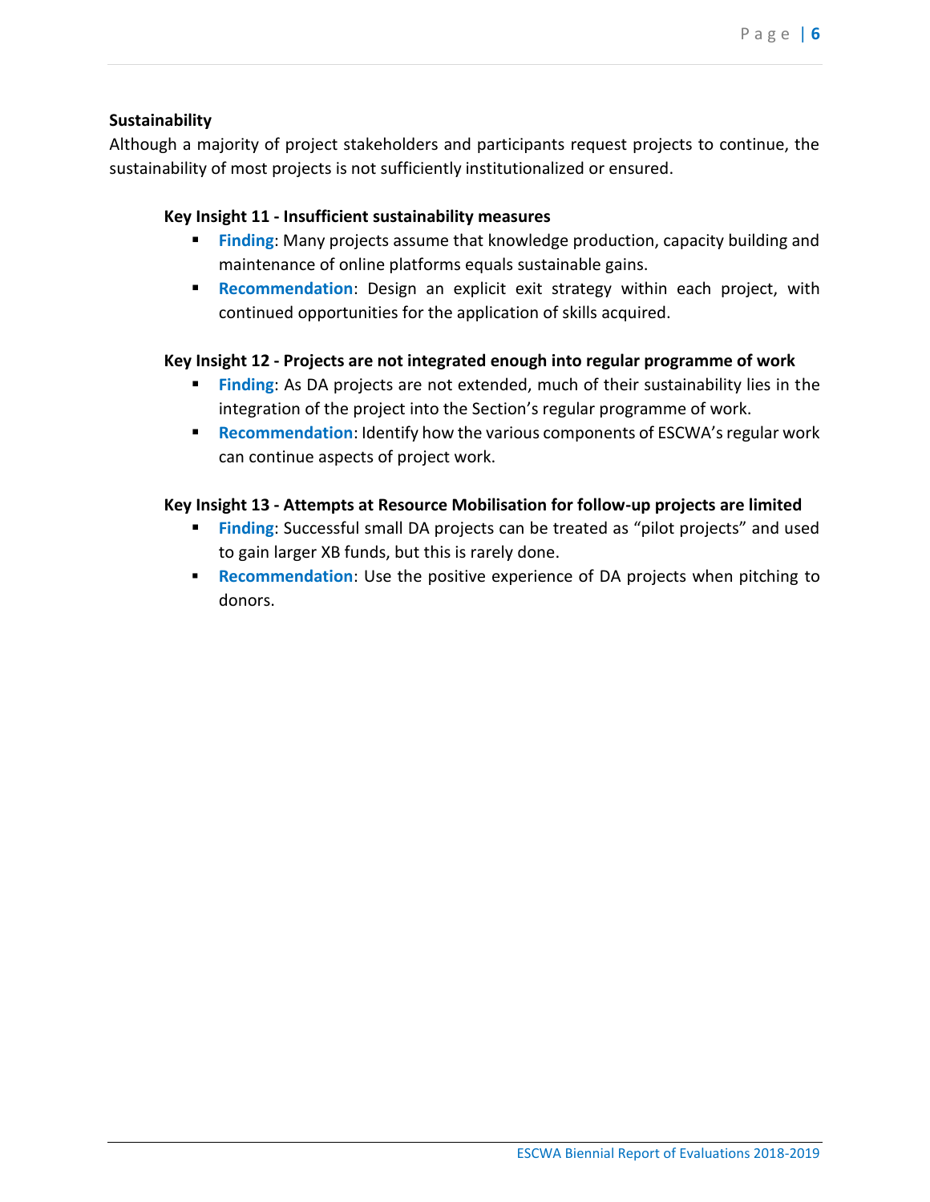**Sustainability**

Although a majority of project stakeholders and participants request projects to continue, the sustainability of most projects is not sufficiently institutionalized or ensured.

**Key Insight 11 - Insufficient sustainability measures**

- **Finding**: Many projects assume that knowledge production, capacity building and maintenance of online platforms equals sustainable gains.
- **Recommendation**: Design an explicit exit strategy within each project, with continued opportunities for the application of skills acquired.

**Key Insight 12 - Projects are not integrated enough into regular programme of work**

- **Finding**: As DA projects are not extended, much of their sustainability lies in the integration of the project into the Section's regular programme of work.
- **Recommendation**: Identify how the various components of ESCWA's regular work can continue aspects of project work.

**Key Insight 13 - Attempts at Resource Mobilisation for follow-up projects are limited**

- **Finding**: Successful small DA projects can be treated as "pilot projects" and used to gain larger XB funds, but this is rarely done.
- **Recommendation**: Use the positive experience of DA projects when pitching to donors.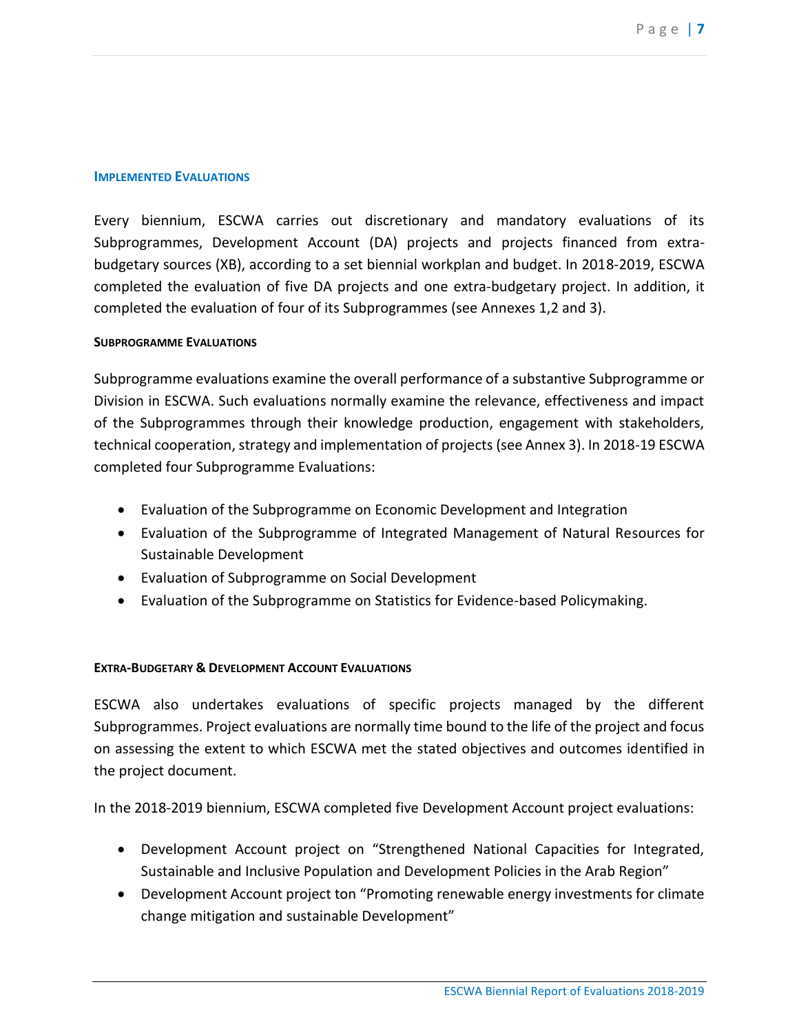## Implemented Evaluations

Every biennium, ESCWA carries out discretionary and mandatory evaluations of its Subprogrammes, Development Account (DA) projects and projects financed from extra-budgetary sources (XB), according to a set biennial workplan and budget. In 2018-2019, ESCWA completed the evaluation of five DA projects and one extra-budgetary project. In addition, it completed the evaluation of four of its Subprogrammes (see Annexes 1,2 and 3).

### Subprogramme Evaluations

Subprogramme evaluations examine the overall performance of a substantive Subprogramme or Division in ESCWA. Such evaluations normally examine the relevance, effectiveness and impact of the Subprogrammes through their knowledge production, engagement with stakeholders, technical cooperation, strategy and implementation of projects (see Annex 3). In 2018-19 ESCWA completed four Subprogramme Evaluations:

- Evaluation of the Subprogramme on Economic Development and Integration
- Evaluation of the Subprogramme of Integrated Management of Natural Resources for Sustainable Development
- Evaluation of Subprogramme on Social Development
- Evaluation of the Subprogramme on Statistics for Evidence-based Policymaking.

### Extra-Budgetary & Development Account Evaluations

ESCWA also undertakes evaluations of specific projects managed by the different Subprogrammes. Project evaluations are normally time bound to the life of the project and focus on assessing the extent to which ESCWA met the stated objectives and outcomes identified in the project document.

In the 2018-2019 biennium, ESCWA completed five Development Account project evaluations:

- Development Account project on "Strengthened National Capacities for Integrated, Sustainable and Inclusive Population and Development Policies in the Arab Region"
- Development Account project ton "Promoting renewable energy investments for climate change mitigation and sustainable Development"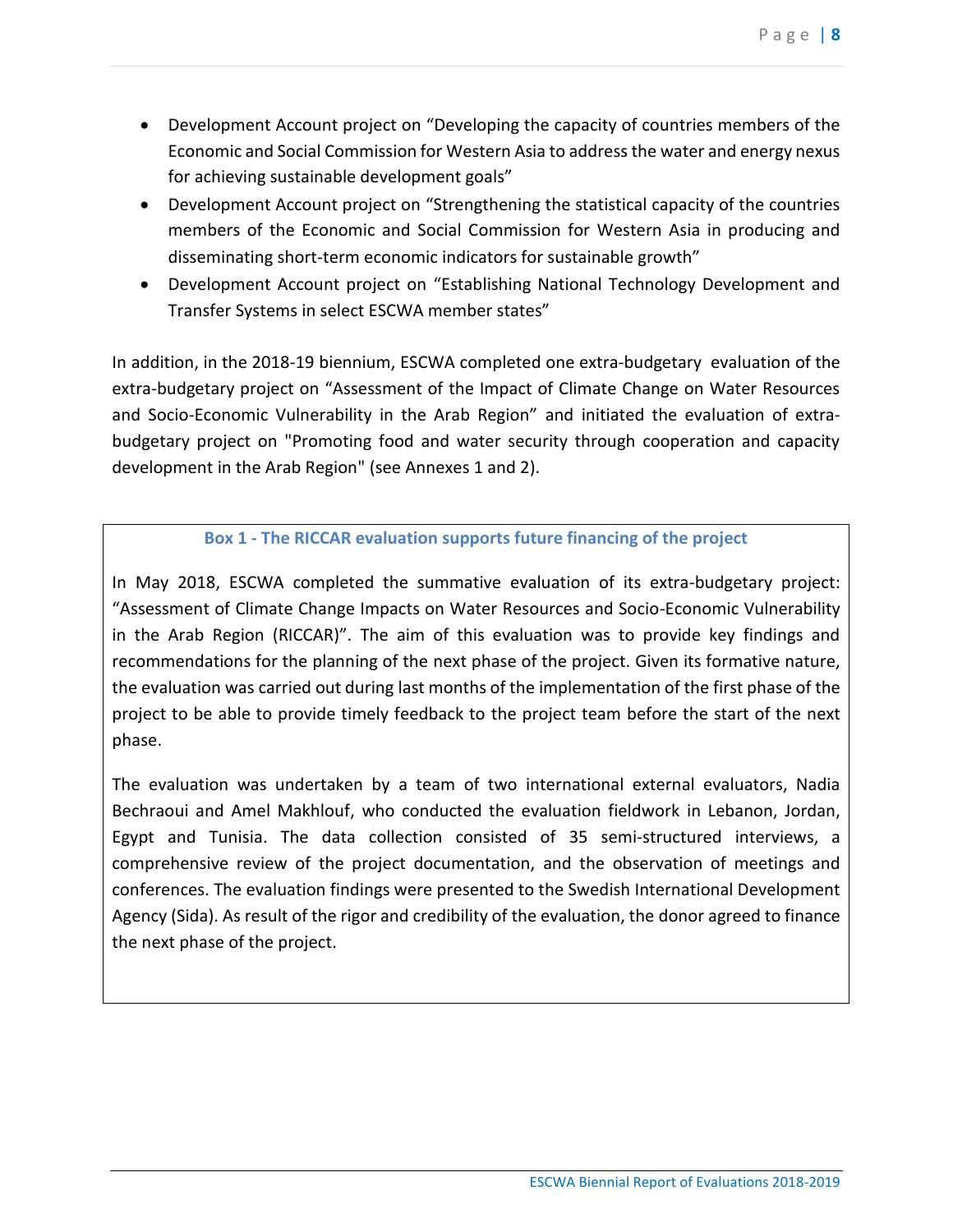- Development Account project on “Developing the capacity of countries members of the Economic and Social Commission for Western Asia to address the water and energy nexus for achieving sustainable development goals”
- Development Account project on “Strengthening the statistical capacity of the countries members of the Economic and Social Commission for Western Asia in producing and disseminating short-term economic indicators for sustainable growth”
- Development Account project on “Establishing National Technology Development and Transfer Systems in select ESCWA member states”

In addition, in the 2018-19 biennium, ESCWA completed one extra-budgetary evaluation of the extra-budgetary project on “Assessment of the Impact of Climate Change on Water Resources and Socio-Economic Vulnerability in the Arab Region” and initiated the evaluation of extra-budgetary project on "Promoting food and water security through cooperation and capacity development in the Arab Region" (see Annexes 1 and 2).

**Box 1 - The RICCAR evaluation supports future financing of the project**

In May 2018, ESCWA completed the summative evaluation of its extra-budgetary project: “Assessment of Climate Change Impacts on Water Resources and Socio-Economic Vulnerability in the Arab Region (RICCAR)”. The aim of this evaluation was to provide key findings and recommendations for the planning of the next phase of the project. Given its formative nature, the evaluation was carried out during last months of the implementation of the first phase of the project to be able to provide timely feedback to the project team before the start of the next phase.

The evaluation was undertaken by a team of two international external evaluators, Nadia Bechraoui and Amel Makhlouf, who conducted the evaluation fieldwork in Lebanon, Jordan, Egypt and Tunisia. The data collection consisted of 35 semi-structured interviews, a comprehensive review of the project documentation, and the observation of meetings and conferences. The evaluation findings were presented to the Swedish International Development Agency (Sida). As result of the rigor and credibility of the evaluation, the donor agreed to finance the next phase of the project.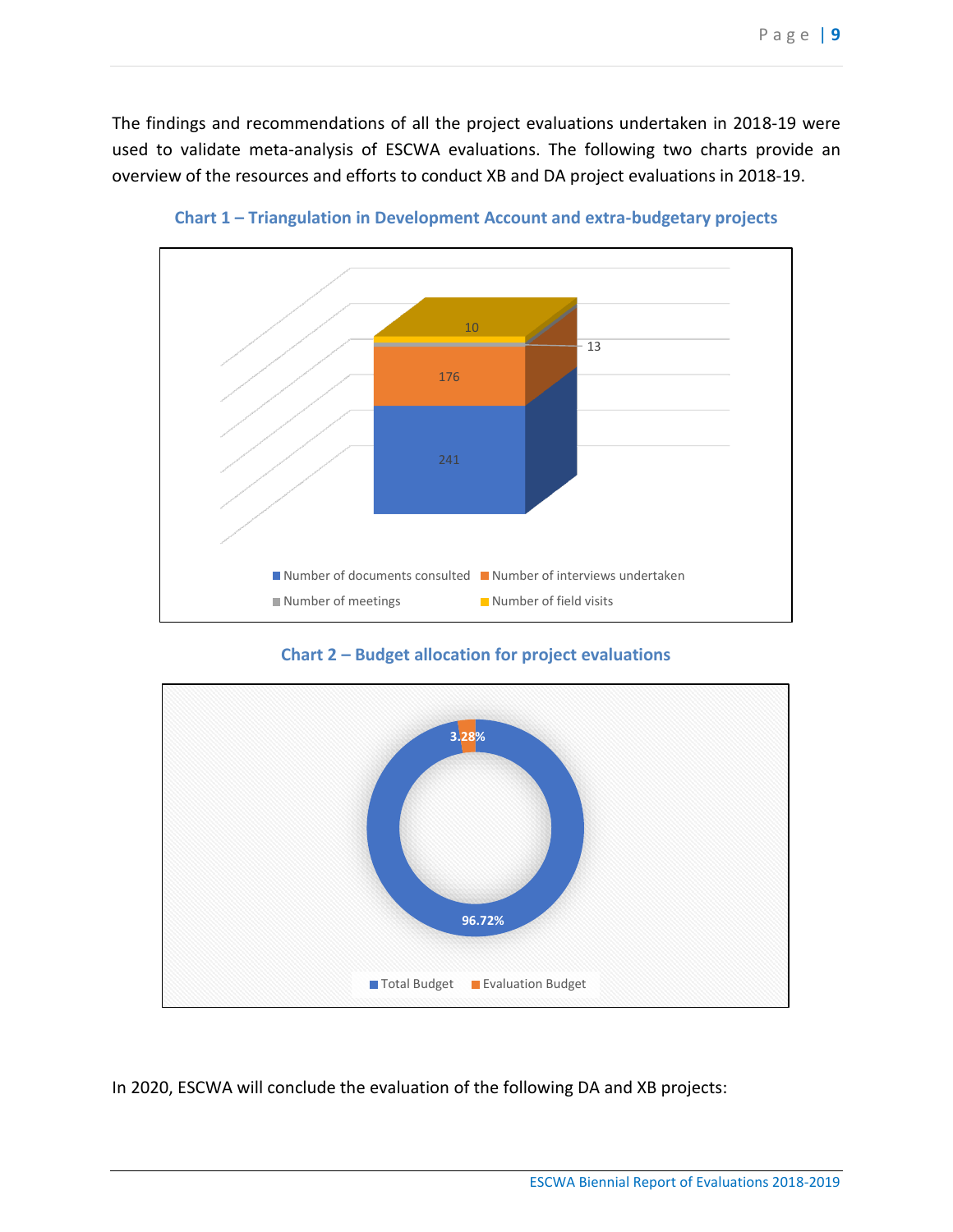The findings and recommendations of all the project evaluations undertaken in 2018-19 were used to validate meta-analysis of ESCWA evaluations. The following two charts provide an overview of the resources and efforts to conduct XB and DA project evaluations in 2018-19.

**Chart 1 – Triangulation in Development Account and extra-budgetary projects**

| Number of documents consulted | Number of interviews undertaken | Number of meetings | Number of field visits |
|---|---|---|---|
| 241 | 176 | 13 | 10 |

**Chart 2 – Budget allocation for project evaluations**

| Total Budget | Evaluation Budget |
|---|---|
| 96.72% | 3.28% |

In 2020, ESCWA will conclude the evaluation of the following DA and XB projects: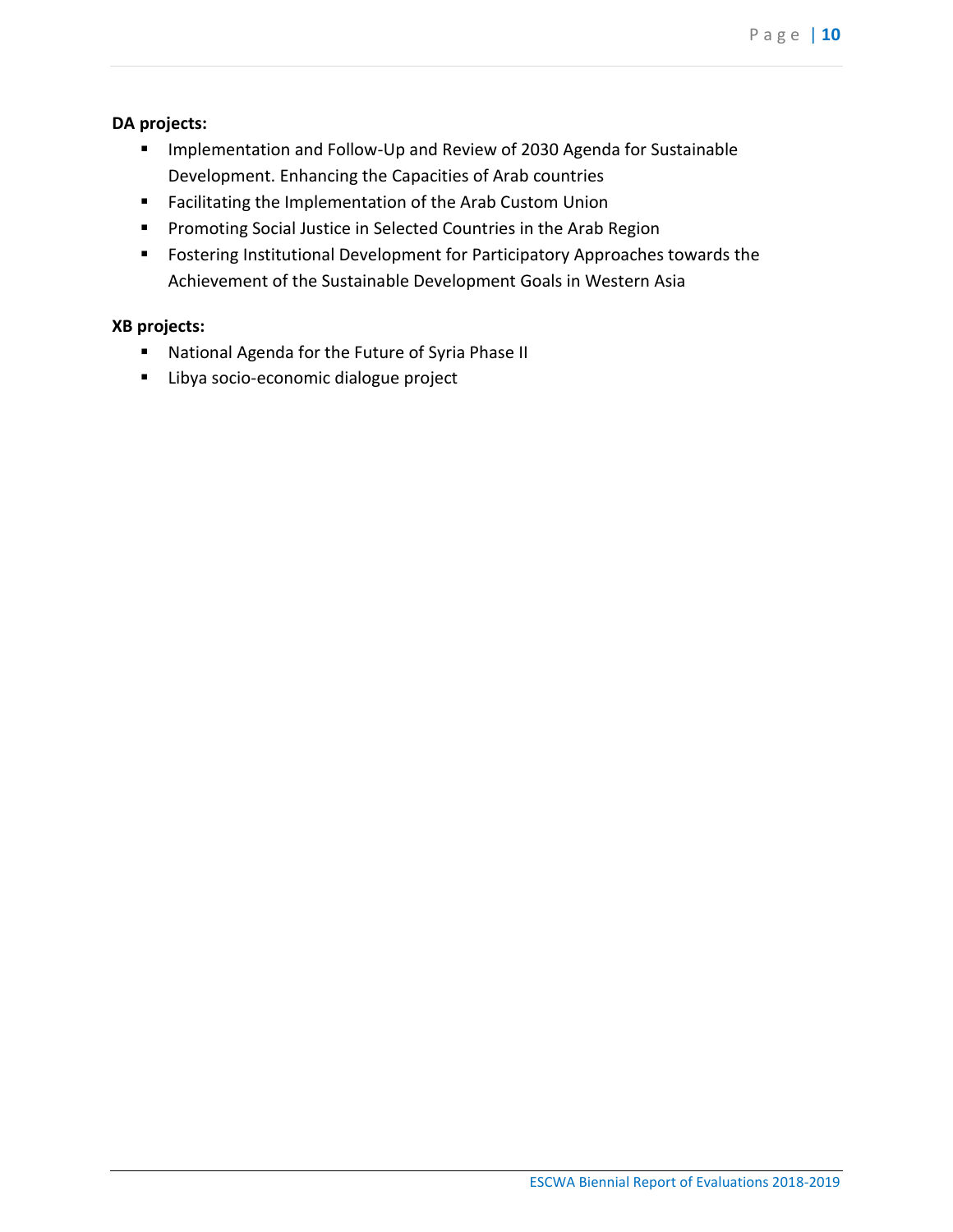**DA projects:**

- Implementation and Follow-Up and Review of 2030 Agenda for Sustainable Development. Enhancing the Capacities of Arab countries
- Facilitating the Implementation of the Arab Custom Union
- Promoting Social Justice in Selected Countries in the Arab Region
- Fostering Institutional Development for Participatory Approaches towards the Achievement of the Sustainable Development Goals in Western Asia

**XB projects:**

- National Agenda for the Future of Syria Phase II
- Libya socio-economic dialogue project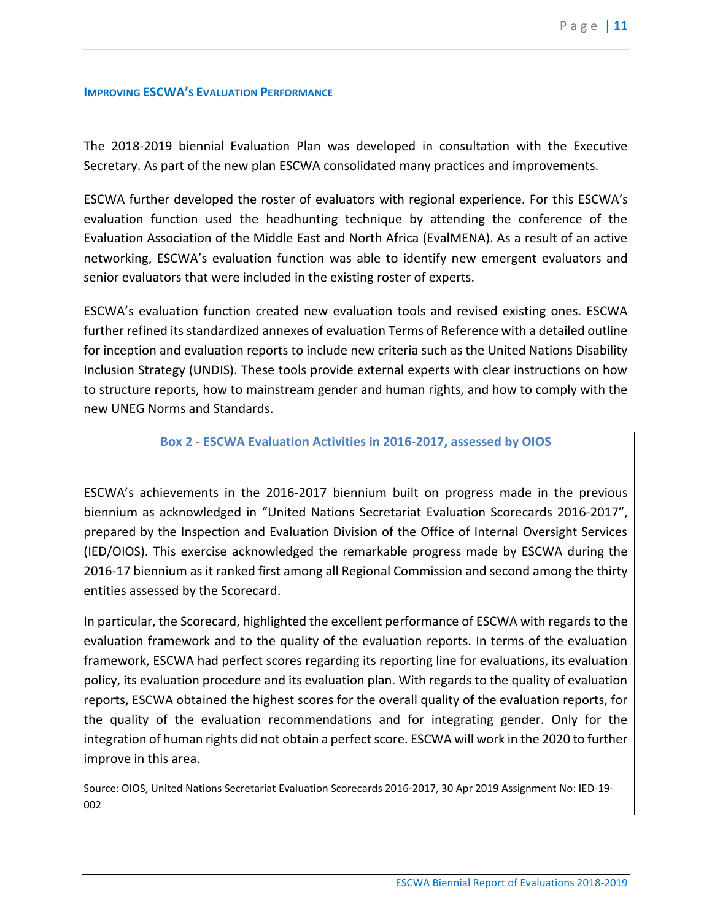## IMPROVING ESCWA'S EVALUATION PERFORMANCE

The 2018-2019 biennial Evaluation Plan was developed in consultation with the Executive Secretary. As part of the new plan ESCWA consolidated many practices and improvements.

ESCWA further developed the roster of evaluators with regional experience. For this ESCWA's evaluation function used the headhunting technique by attending the conference of the Evaluation Association of the Middle East and North Africa (EvalMENA). As a result of an active networking, ESCWA's evaluation function was able to identify new emergent evaluators and senior evaluators that were included in the existing roster of experts.

ESCWA's evaluation function created new evaluation tools and revised existing ones. ESCWA further refined its standardized annexes of evaluation Terms of Reference with a detailed outline for inception and evaluation reports to include new criteria such as the United Nations Disability Inclusion Strategy (UNDIS). These tools provide external experts with clear instructions on how to structure reports, how to mainstream gender and human rights, and how to comply with the new UNEG Norms and Standards.

**Box 2 - ESCWA Evaluation Activities in 2016-2017, assessed by OIOS**

ESCWA's achievements in the 2016-2017 biennium built on progress made in the previous biennium as acknowledged in "United Nations Secretariat Evaluation Scorecards 2016-2017", prepared by the Inspection and Evaluation Division of the Office of Internal Oversight Services (IED/OIOS). This exercise acknowledged the remarkable progress made by ESCWA during the 2016-17 biennium as it ranked first among all Regional Commission and second among the thirty entities assessed by the Scorecard.

In particular, the Scorecard, highlighted the excellent performance of ESCWA with regards to the evaluation framework and to the quality of the evaluation reports. In terms of the evaluation framework, ESCWA had perfect scores regarding its reporting line for evaluations, its evaluation policy, its evaluation procedure and its evaluation plan. With regards to the quality of evaluation reports, ESCWA obtained the highest scores for the overall quality of the evaluation reports, for the quality of the evaluation recommendations and for integrating gender. Only for the integration of human rights did not obtain a perfect score. ESCWA will work in the 2020 to further improve in this area.

Source: OIOS, United Nations Secretariat Evaluation Scorecards 2016-2017, 30 Apr 2019 Assignment No: IED-19-002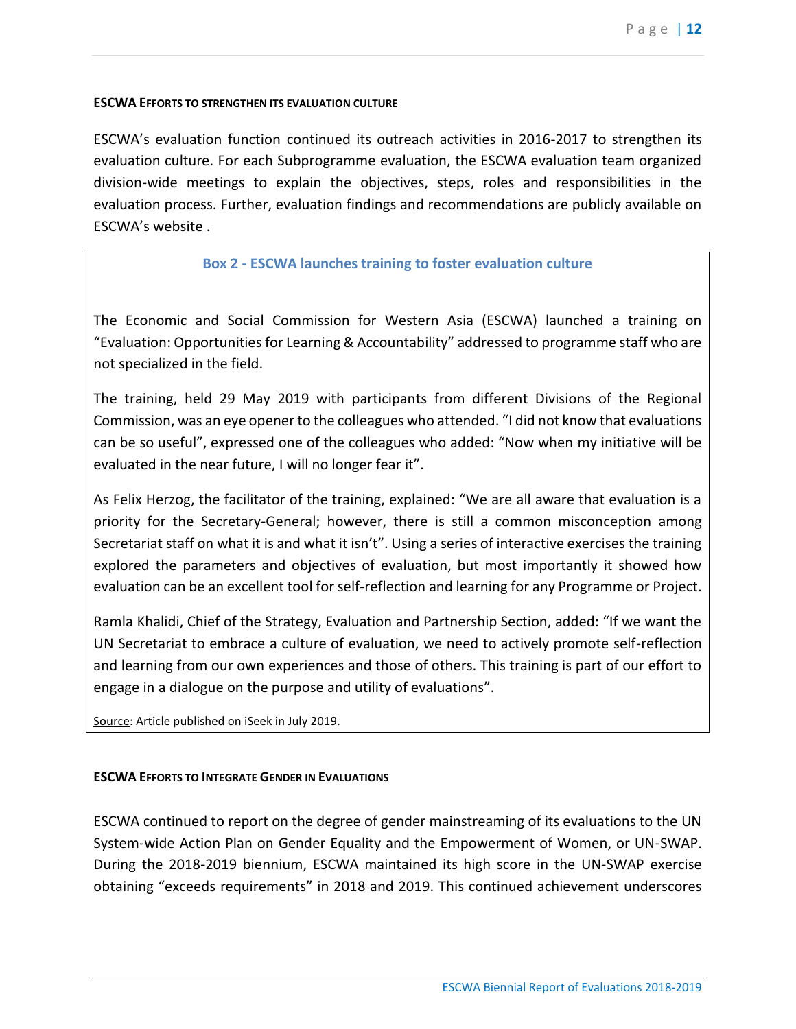#### ESCWA Efforts to strengthen its evaluation culture

ESCWA's evaluation function continued its outreach activities in 2016-2017 to strengthen its evaluation culture. For each Subprogramme evaluation, the ESCWA evaluation team organized division-wide meetings to explain the objectives, steps, roles and responsibilities in the evaluation process. Further, evaluation findings and recommendations are publicly available on ESCWA's website .

> **Box 2 - ESCWA launches training to foster evaluation culture**
>
> The Economic and Social Commission for Western Asia (ESCWA) launched a training on "Evaluation: Opportunities for Learning & Accountability" addressed to programme staff who are not specialized in the field.
>
> The training, held 29 May 2019 with participants from different Divisions of the Regional Commission, was an eye opener to the colleagues who attended. "I did not know that evaluations can be so useful", expressed one of the colleagues who added: "Now when my initiative will be evaluated in the near future, I will no longer fear it".
>
> As Felix Herzog, the facilitator of the training, explained: "We are all aware that evaluation is a priority for the Secretary-General; however, there is still a common misconception among Secretariat staff on what it is and what it isn't". Using a series of interactive exercises the training explored the parameters and objectives of evaluation, but most importantly it showed how evaluation can be an excellent tool for self-reflection and learning for any Programme or Project.
>
> Ramla Khalidi, Chief of the Strategy, Evaluation and Partnership Section, added: "If we want the UN Secretariat to embrace a culture of evaluation, we need to actively promote self-reflection and learning from our own experiences and those of others. This training is part of our effort to engage in a dialogue on the purpose and utility of evaluations".
>
> Source: Article published on iSeek in July 2019.

#### ESCWA Efforts to Integrate Gender in Evaluations

ESCWA continued to report on the degree of gender mainstreaming of its evaluations to the UN System-wide Action Plan on Gender Equality and the Empowerment of Women, or UN-SWAP. During the 2018-2019 biennium, ESCWA maintained its high score in the UN-SWAP exercise obtaining "exceeds requirements" in 2018 and 2019. This continued achievement underscores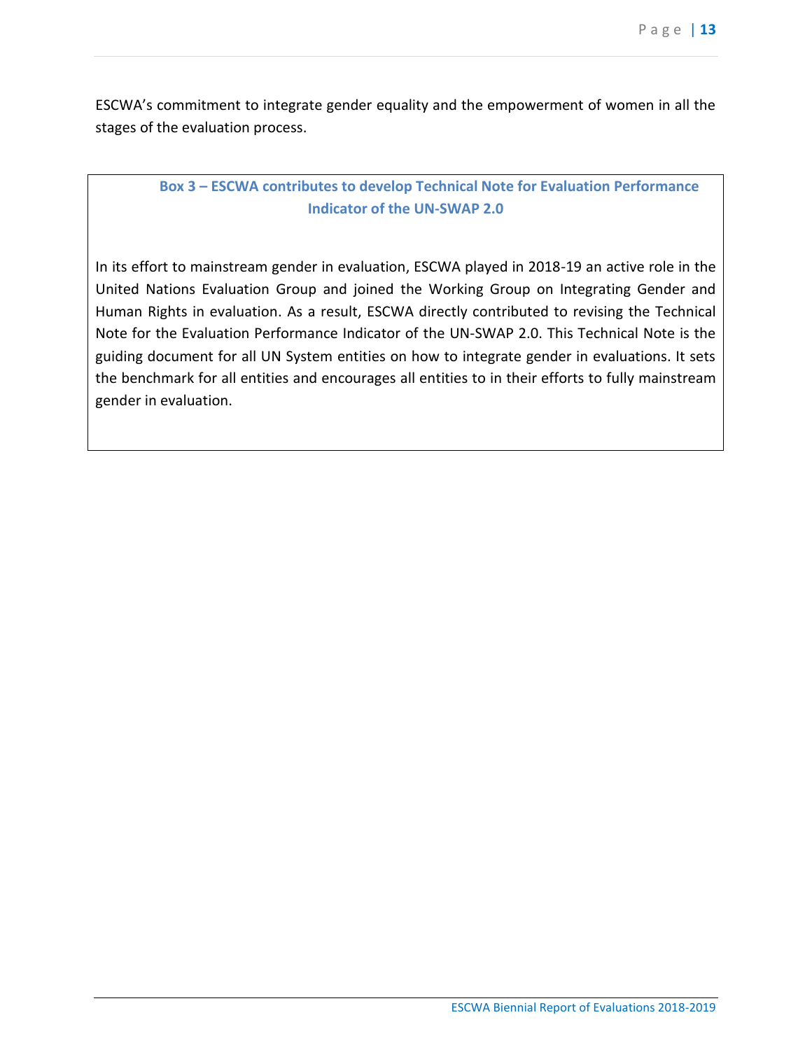ESCWA's commitment to integrate gender equality and the empowerment of women in all the stages of the evaluation process.

**Box 3 – ESCWA contributes to develop Technical Note for Evaluation Performance Indicator of the UN-SWAP 2.0**

In its effort to mainstream gender in evaluation, ESCWA played in 2018-19 an active role in the United Nations Evaluation Group and joined the Working Group on Integrating Gender and Human Rights in evaluation. As a result, ESCWA directly contributed to revising the Technical Note for the Evaluation Performance Indicator of the UN-SWAP 2.0. This Technical Note is the guiding document for all UN System entities on how to integrate gender in evaluations. It sets the benchmark for all entities and encourages all entities to in their efforts to fully mainstream gender in evaluation.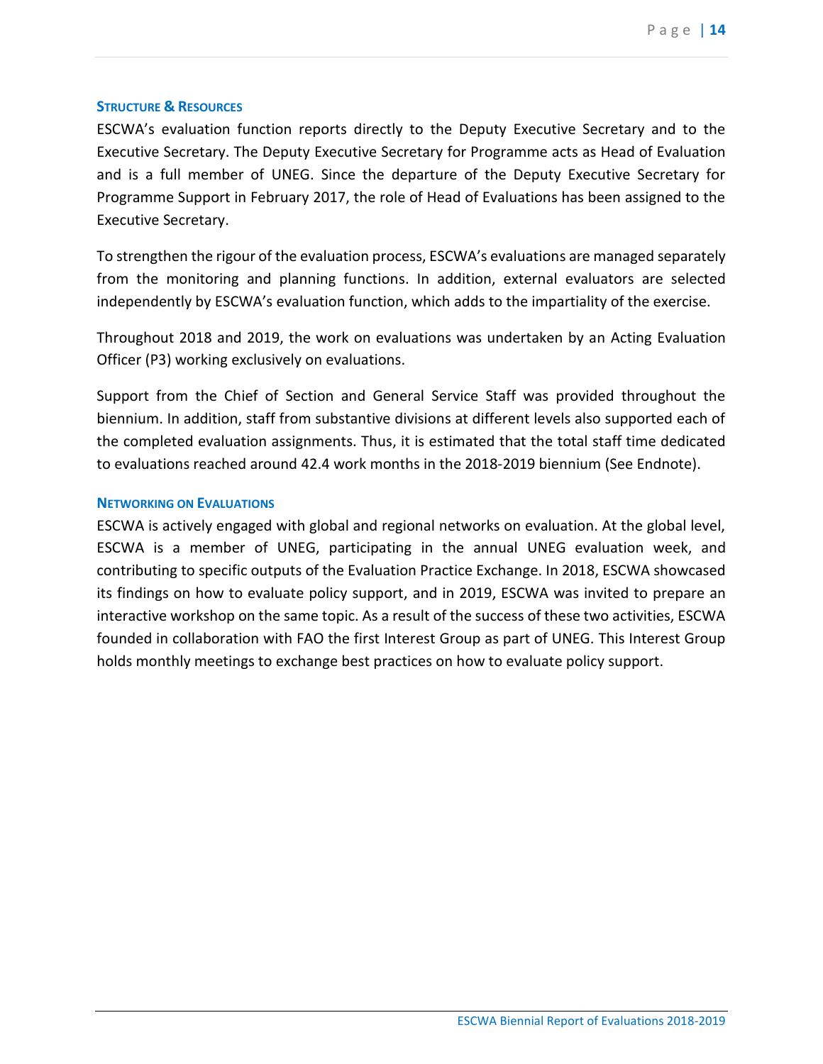### Structure & Resources

ESCWA's evaluation function reports directly to the Deputy Executive Secretary and to the Executive Secretary. The Deputy Executive Secretary for Programme acts as Head of Evaluation and is a full member of UNEG. Since the departure of the Deputy Executive Secretary for Programme Support in February 2017, the role of Head of Evaluations has been assigned to the Executive Secretary.

To strengthen the rigour of the evaluation process, ESCWA's evaluations are managed separately from the monitoring and planning functions. In addition, external evaluators are selected independently by ESCWA's evaluation function, which adds to the impartiality of the exercise.

Throughout 2018 and 2019, the work on evaluations was undertaken by an Acting Evaluation Officer (P3) working exclusively on evaluations.

Support from the Chief of Section and General Service Staff was provided throughout the biennium. In addition, staff from substantive divisions at different levels also supported each of the completed evaluation assignments. Thus, it is estimated that the total staff time dedicated to evaluations reached around 42.4 work months in the 2018-2019 biennium (See Endnote).

### Networking on Evaluations

ESCWA is actively engaged with global and regional networks on evaluation. At the global level, ESCWA is a member of UNEG, participating in the annual UNEG evaluation week, and contributing to specific outputs of the Evaluation Practice Exchange. In 2018, ESCWA showcased its findings on how to evaluate policy support, and in 2019, ESCWA was invited to prepare an interactive workshop on the same topic. As a result of the success of these two activities, ESCWA founded in collaboration with FAO the first Interest Group as part of UNEG. This Interest Group holds monthly meetings to exchange best practices on how to evaluate policy support.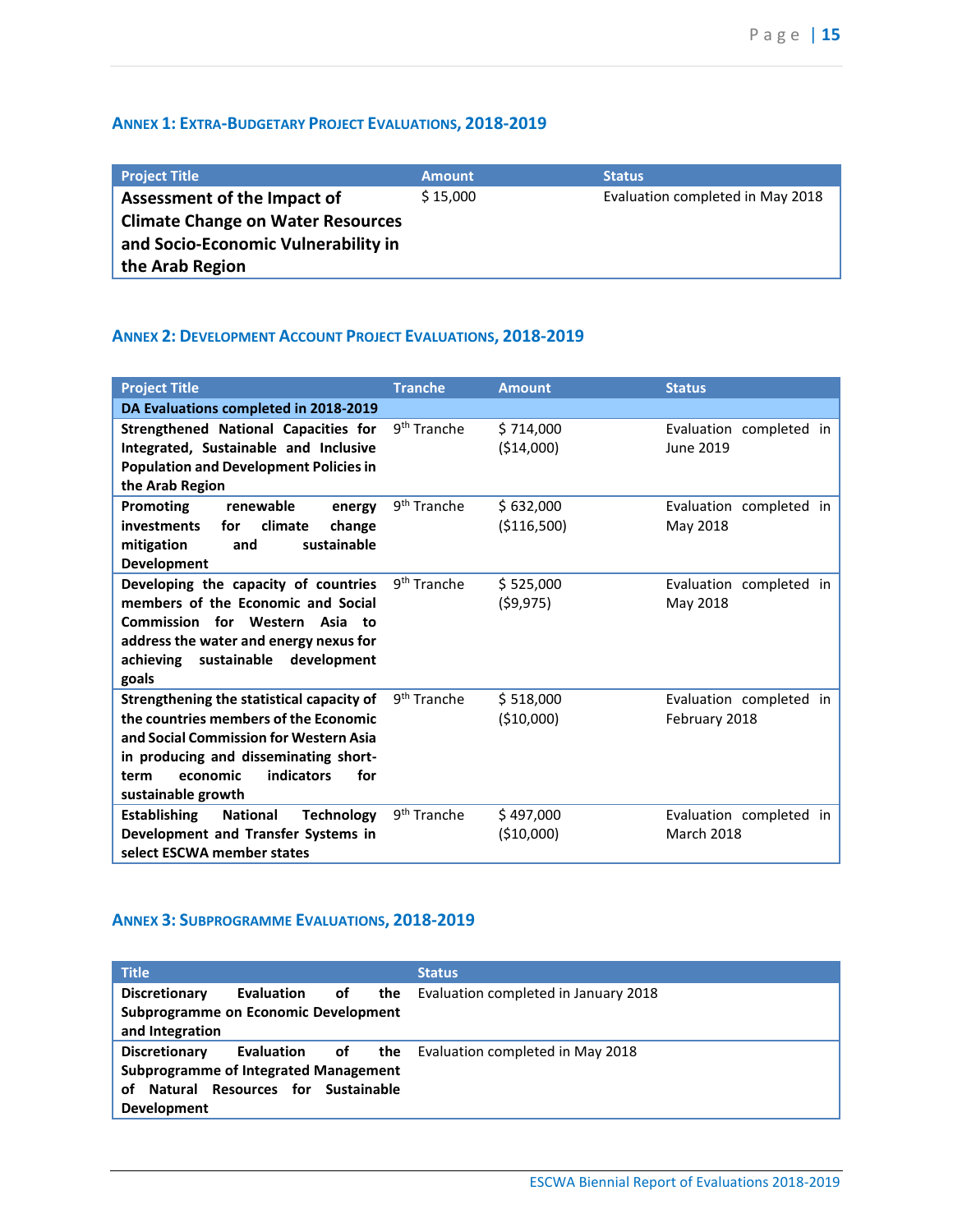## Annex 1: Extra-Budgetary Project Evaluations, 2018-2019

| Project Title | Amount | Status |
|---|---|---|
| **Assessment of the Impact of Climate Change on Water Resources and Socio-Economic Vulnerability in the Arab Region** | $ 15,000 | Evaluation completed in May 2018 |

## Annex 2: Development Account Project Evaluations, 2018-2019

| Project Title | Tranche | Amount | Status |
|---|---|---|---|
| **DA Evaluations completed in 2018-2019** | | | |
| **Strengthened National Capacities for Integrated, Sustainable and Inclusive Population and Development Policies in the Arab Region** | 9th Tranche | $ 714,000 ($14,000) | Evaluation completed in June 2019 |
| **Promoting renewable energy investments for climate change mitigation and sustainable Development** | 9th Tranche | $ 632,000 ($116,500) | Evaluation completed in May 2018 |
| **Developing the capacity of countries members of the Economic and Social Commission for Western Asia to address the water and energy nexus for achieving sustainable development goals** | 9th Tranche | $ 525,000 ($9,975) | Evaluation completed in May 2018 |
| **Strengthening the statistical capacity of the countries members of the Economic and Social Commission for Western Asia in producing and disseminating short-term economic indicators for sustainable growth** | 9th Tranche | $ 518,000 ($10,000) | Evaluation completed in February 2018 |
| **Establishing National Technology Development and Transfer Systems in select ESCWA member states** | 9th Tranche | $ 497,000 ($10,000) | Evaluation completed in March 2018 |

## Annex 3: Subprogramme Evaluations, 2018-2019

| Title | Status |
|---|---|
| **Discretionary Evaluation of the Subprogramme on Economic Development and Integration** | Evaluation completed in January 2018 |
| **Discretionary Evaluation of the Subprogramme of Integrated Management of Natural Resources for Sustainable Development** | Evaluation completed in May 2018 |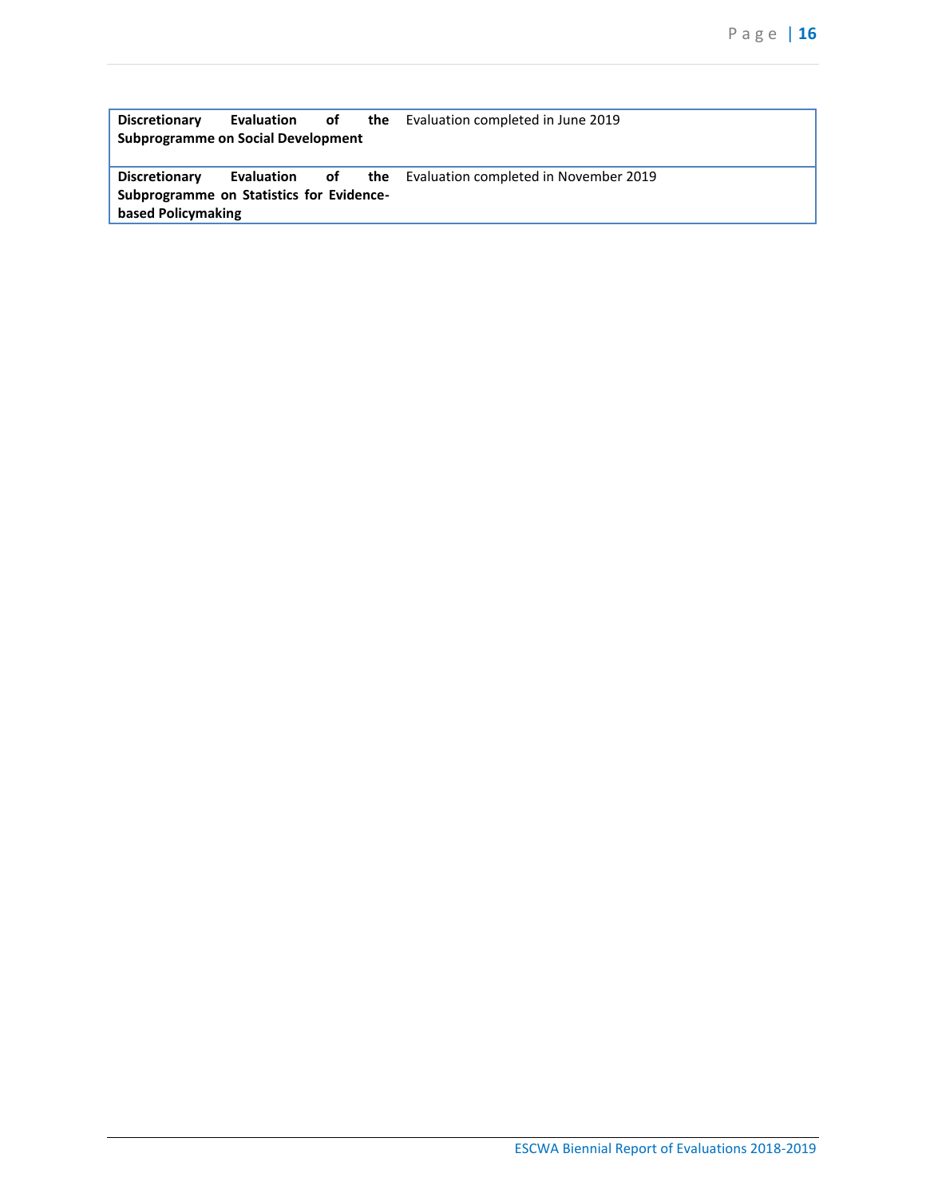| | |
|---|---|
| **Discretionary Evaluation of the Subprogramme on Social Development** | Evaluation completed in June 2019 |
| **Discretionary Evaluation of the Subprogramme on Statistics for Evidence-based Policymaking** | Evaluation completed in November 2019 |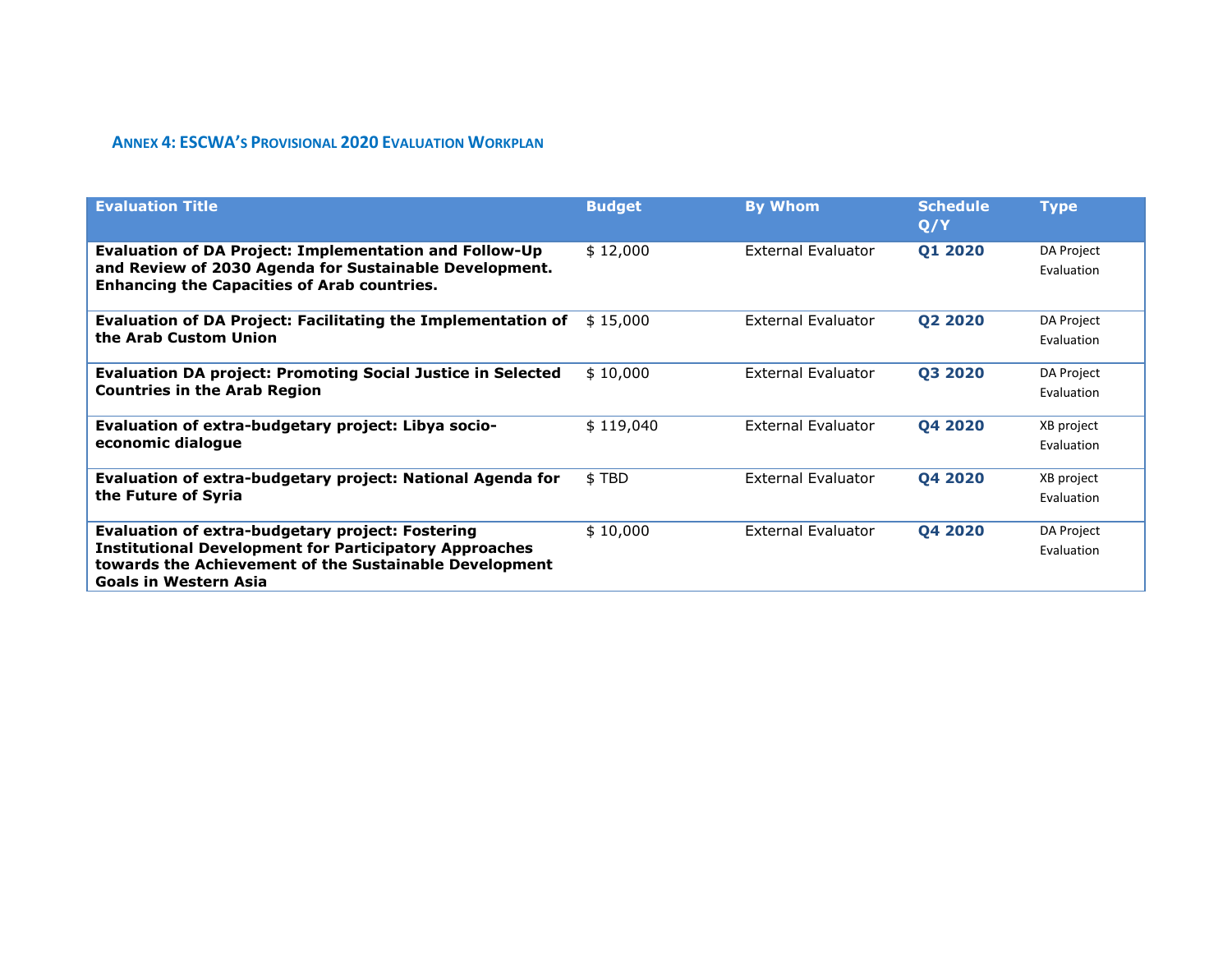## ANNEX 4: ESCWA'S PROVISIONAL 2020 EVALUATION WORKPLAN

| Evaluation Title | Budget | By Whom | Schedule Q/Y | Type |
|---|---|---|---|---|
| **Evaluation of DA Project: Implementation and Follow-Up and Review of 2030 Agenda for Sustainable Development. Enhancing the Capacities of Arab countries.** | $ 12,000 | External Evaluator | **Q1 2020** | DA Project Evaluation |
| **Evaluation of DA Project: Facilitating the Implementation of the Arab Custom Union** | $ 15,000 | External Evaluator | **Q2 2020** | DA Project Evaluation |
| **Evaluation DA project: Promoting Social Justice in Selected Countries in the Arab Region** | $ 10,000 | External Evaluator | **Q3 2020** | DA Project Evaluation |
| **Evaluation of extra-budgetary project: Libya socio-economic dialogue** | $ 119,040 | External Evaluator | **Q4 2020** | XB project Evaluation |
| **Evaluation of extra-budgetary project: National Agenda for the Future of Syria** | $ TBD | External Evaluator | **Q4 2020** | XB project Evaluation |
| **Evaluation of extra-budgetary project: Fostering Institutional Development for Participatory Approaches towards the Achievement of the Sustainable Development Goals in Western Asia** | $ 10,000 | External Evaluator | **Q4 2020** | DA Project Evaluation |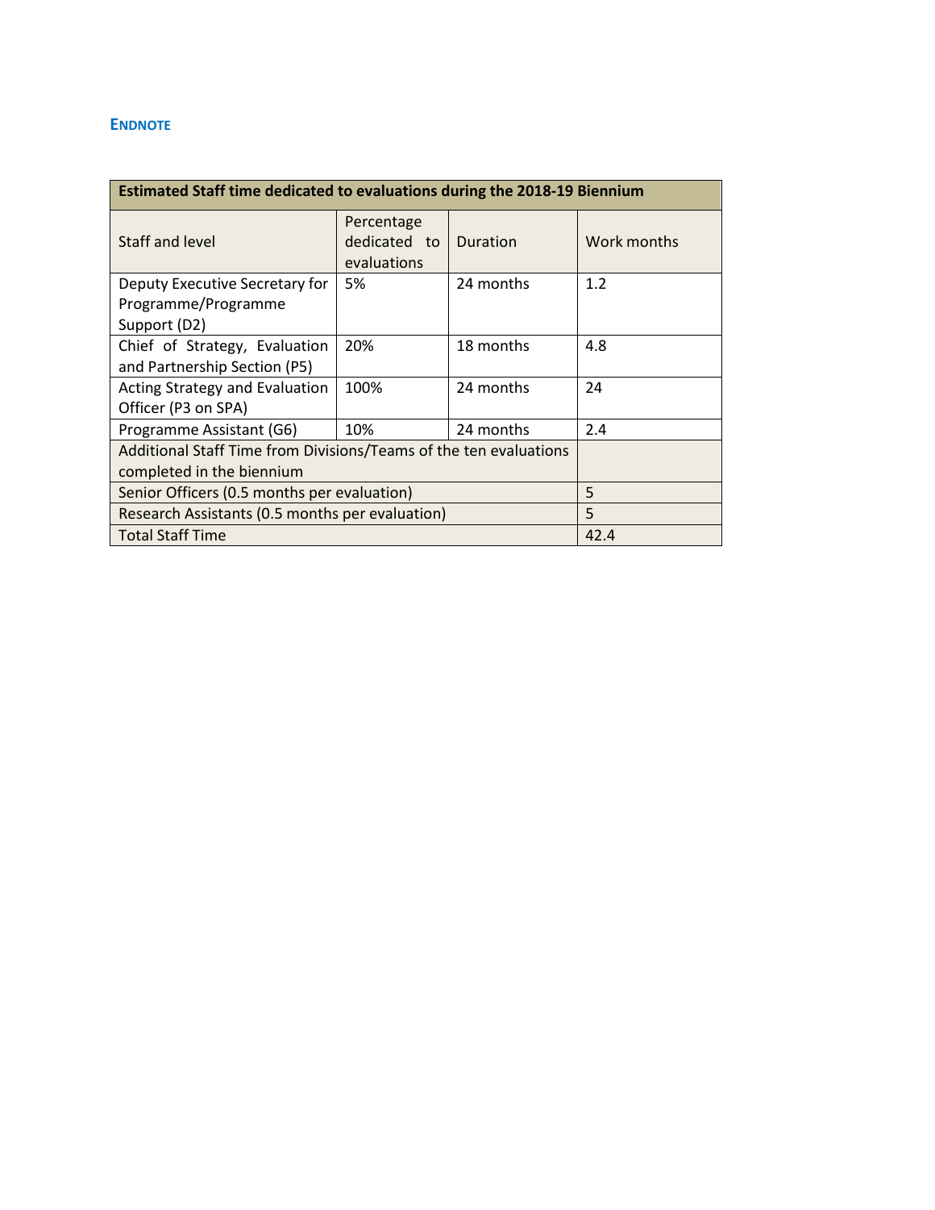## ENDNOTE

| Estimated Staff time dedicated to evaluations during the 2018-19 Biennium | | | |
|---|---|---|---|
| Staff and level | Percentage dedicated to evaluations | Duration | Work months |
| Deputy Executive Secretary for Programme/Programme Support (D2) | 5% | 24 months | 1.2 |
| Chief of Strategy, Evaluation and Partnership Section (P5) | 20% | 18 months | 4.8 |
| Acting Strategy and Evaluation Officer (P3 on SPA) | 100% | 24 months | 24 |
| Programme Assistant (G6) | 10% | 24 months | 2.4 |
| Additional Staff Time from Divisions/Teams of the ten evaluations completed in the biennium | | | |
| Senior Officers (0.5 months per evaluation) | | | 5 |
| Research Assistants (0.5 months per evaluation) | | | 5 |
| Total Staff Time | | | 42.4 |